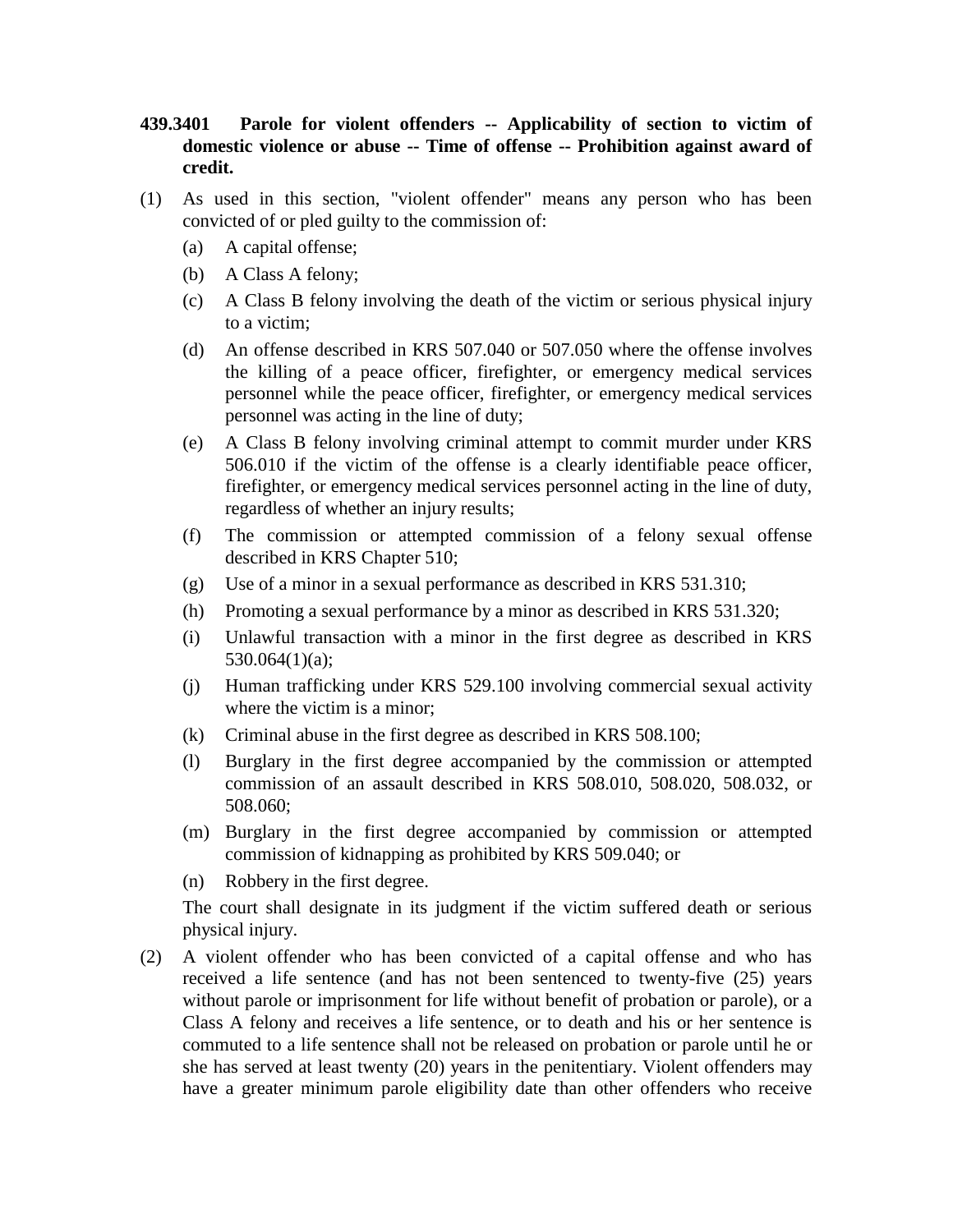**439.3401 Parole for violent offenders -- Applicability of section to victim of domestic violence or abuse -- Time of offense -- Prohibition against award of credit.**

(1) As used in this section, "violent offender" means any person who has been convicted of or pled guilty to the commission of:

(a) A capital offense;

(b) A Class A felony;

(c) A Class B felony involving the death of the victim or serious physical injury to a victim;

(d) An offense described in KRS 507.040 or 507.050 where the offense involves the killing of a peace officer, firefighter, or emergency medical services personnel while the peace officer, firefighter, or emergency medical services personnel was acting in the line of duty;

(e) A Class B felony involving criminal attempt to commit murder under KRS 506.010 if the victim of the offense is a clearly identifiable peace officer, firefighter, or emergency medical services personnel acting in the line of duty, regardless of whether an injury results;

(f) The commission or attempted commission of a felony sexual offense described in KRS Chapter 510;

(g) Use of a minor in a sexual performance as described in KRS 531.310;

(h) Promoting a sexual performance by a minor as described in KRS 531.320;

(i) Unlawful transaction with a minor in the first degree as described in KRS 530.064(1)(a);

(j) Human trafficking under KRS 529.100 involving commercial sexual activity where the victim is a minor;

(k) Criminal abuse in the first degree as described in KRS 508.100;

(l) Burglary in the first degree accompanied by the commission or attempted commission of an assault described in KRS 508.010, 508.020, 508.032, or 508.060;

(m) Burglary in the first degree accompanied by commission or attempted commission of kidnapping as prohibited by KRS 509.040; or

(n) Robbery in the first degree.

The court shall designate in its judgment if the victim suffered death or serious physical injury.

(2) A violent offender who has been convicted of a capital offense and who has received a life sentence (and has not been sentenced to twenty-five (25) years without parole or imprisonment for life without benefit of probation or parole), or a Class A felony and receives a life sentence, or to death and his or her sentence is commuted to a life sentence shall not be released on probation or parole until he or she has served at least twenty (20) years in the penitentiary. Violent offenders may have a greater minimum parole eligibility date than other offenders who receive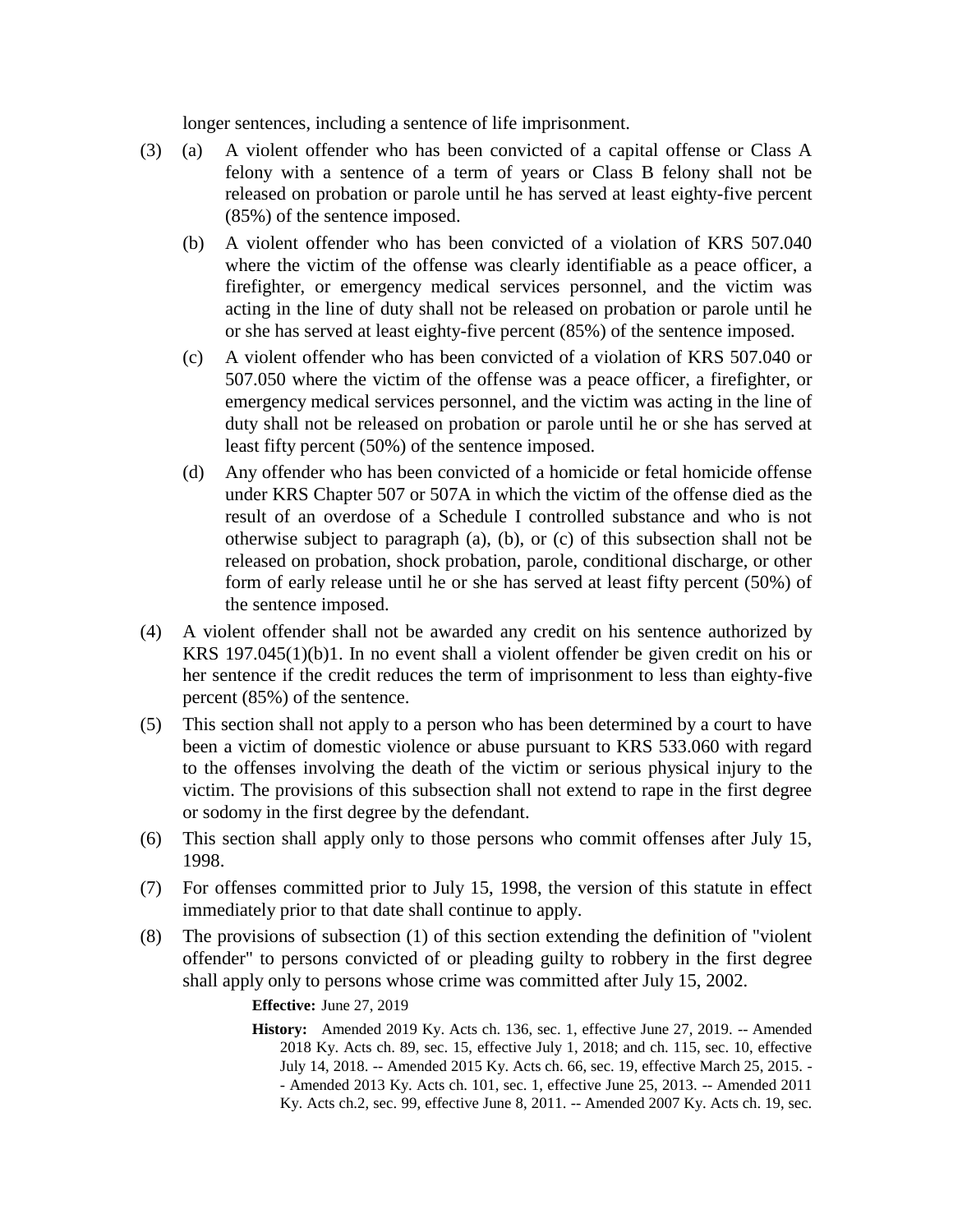longer sentences, including a sentence of life imprisonment.

(3) (a) A violent offender who has been convicted of a capital offense or Class A felony with a sentence of a term of years or Class B felony shall not be released on probation or parole until he has served at least eighty-five percent (85%) of the sentence imposed.

(b) A violent offender who has been convicted of a violation of KRS 507.040 where the victim of the offense was clearly identifiable as a peace officer, a firefighter, or emergency medical services personnel, and the victim was acting in the line of duty shall not be released on probation or parole until he or she has served at least eighty-five percent (85%) of the sentence imposed.

(c) A violent offender who has been convicted of a violation of KRS 507.040 or 507.050 where the victim of the offense was a peace officer, a firefighter, or emergency medical services personnel, and the victim was acting in the line of duty shall not be released on probation or parole until he or she has served at least fifty percent (50%) of the sentence imposed.

(d) Any offender who has been convicted of a homicide or fetal homicide offense under KRS Chapter 507 or 507A in which the victim of the offense died as the result of an overdose of a Schedule I controlled substance and who is not otherwise subject to paragraph (a), (b), or (c) of this subsection shall not be released on probation, shock probation, parole, conditional discharge, or other form of early release until he or she has served at least fifty percent (50%) of the sentence imposed.

(4) A violent offender shall not be awarded any credit on his sentence authorized by KRS 197.045(1)(b)1. In no event shall a violent offender be given credit on his or her sentence if the credit reduces the term of imprisonment to less than eighty-five percent (85%) of the sentence.

(5) This section shall not apply to a person who has been determined by a court to have been a victim of domestic violence or abuse pursuant to KRS 533.060 with regard to the offenses involving the death of the victim or serious physical injury to the victim. The provisions of this subsection shall not extend to rape in the first degree or sodomy in the first degree by the defendant.

(6) This section shall apply only to those persons who commit offenses after July 15, 1998.

(7) For offenses committed prior to July 15, 1998, the version of this statute in effect immediately prior to that date shall continue to apply.

(8) The provisions of subsection (1) of this section extending the definition of "violent offender" to persons convicted of or pleading guilty to robbery in the first degree shall apply only to persons whose crime was committed after July 15, 2002.

**Effective:** June 27, 2019

**History:** Amended 2019 Ky. Acts ch. 136, sec. 1, effective June 27, 2019. -- Amended 2018 Ky. Acts ch. 89, sec. 15, effective July 1, 2018; and ch. 115, sec. 10, effective July 14, 2018. -- Amended 2015 Ky. Acts ch. 66, sec. 19, effective March 25, 2015. -- Amended 2013 Ky. Acts ch. 101, sec. 1, effective June 25, 2013. -- Amended 2011 Ky. Acts ch.2, sec. 99, effective June 8, 2011. -- Amended 2007 Ky. Acts ch. 19, sec.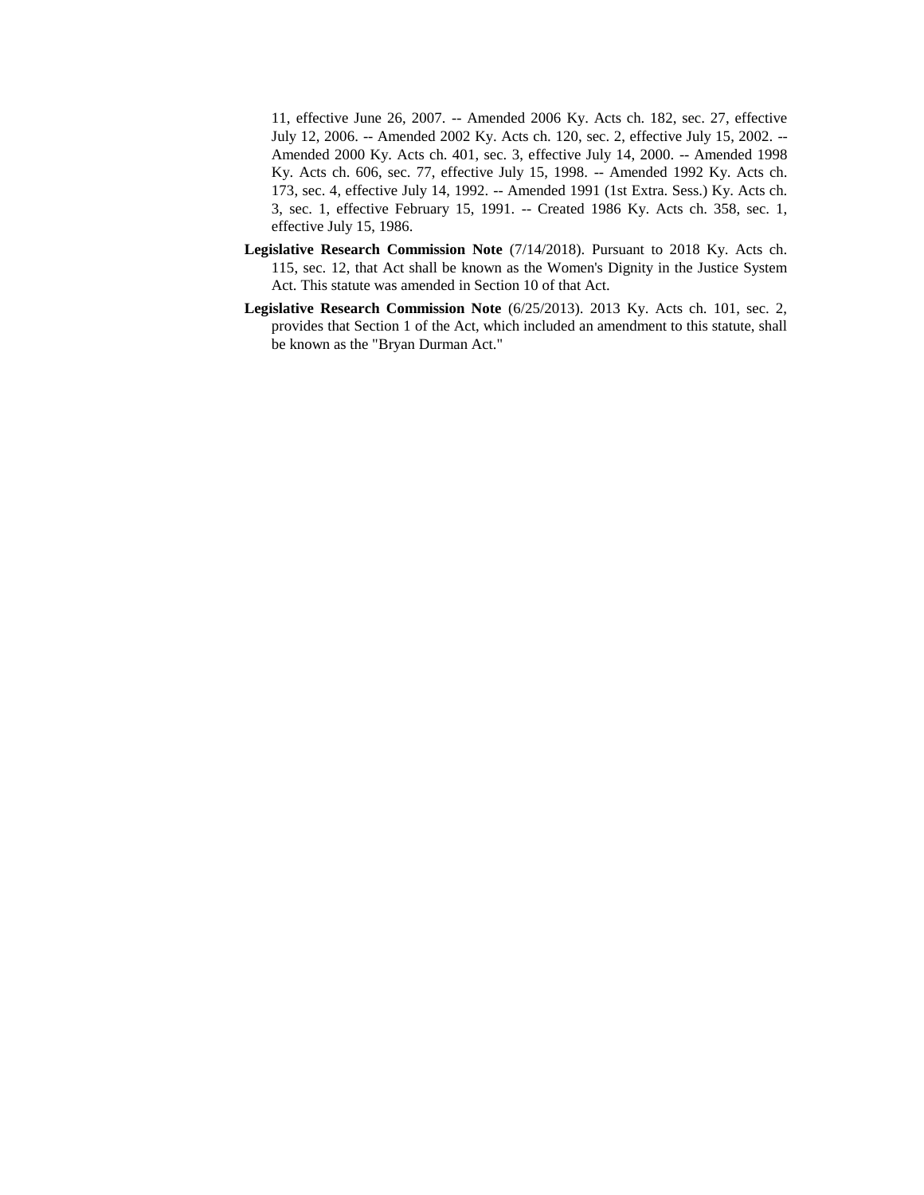11, effective June 26, 2007. -- Amended 2006 Ky. Acts ch. 182, sec. 27, effective July 12, 2006. -- Amended 2002 Ky. Acts ch. 120, sec. 2, effective July 15, 2002. -- Amended 2000 Ky. Acts ch. 401, sec. 3, effective July 14, 2000. -- Amended 1998 Ky. Acts ch. 606, sec. 77, effective July 15, 1998. -- Amended 1992 Ky. Acts ch. 173, sec. 4, effective July 14, 1992. -- Amended 1991 (1st Extra. Sess.) Ky. Acts ch. 3, sec. 1, effective February 15, 1991. -- Created 1986 Ky. Acts ch. 358, sec. 1, effective July 15, 1986.

**Legislative Research Commission Note** (7/14/2018). Pursuant to 2018 Ky. Acts ch. 115, sec. 12, that Act shall be known as the Women's Dignity in the Justice System Act. This statute was amended in Section 10 of that Act.

**Legislative Research Commission Note** (6/25/2013). 2013 Ky. Acts ch. 101, sec. 2, provides that Section 1 of the Act, which included an amendment to this statute, shall be known as the "Bryan Durman Act."